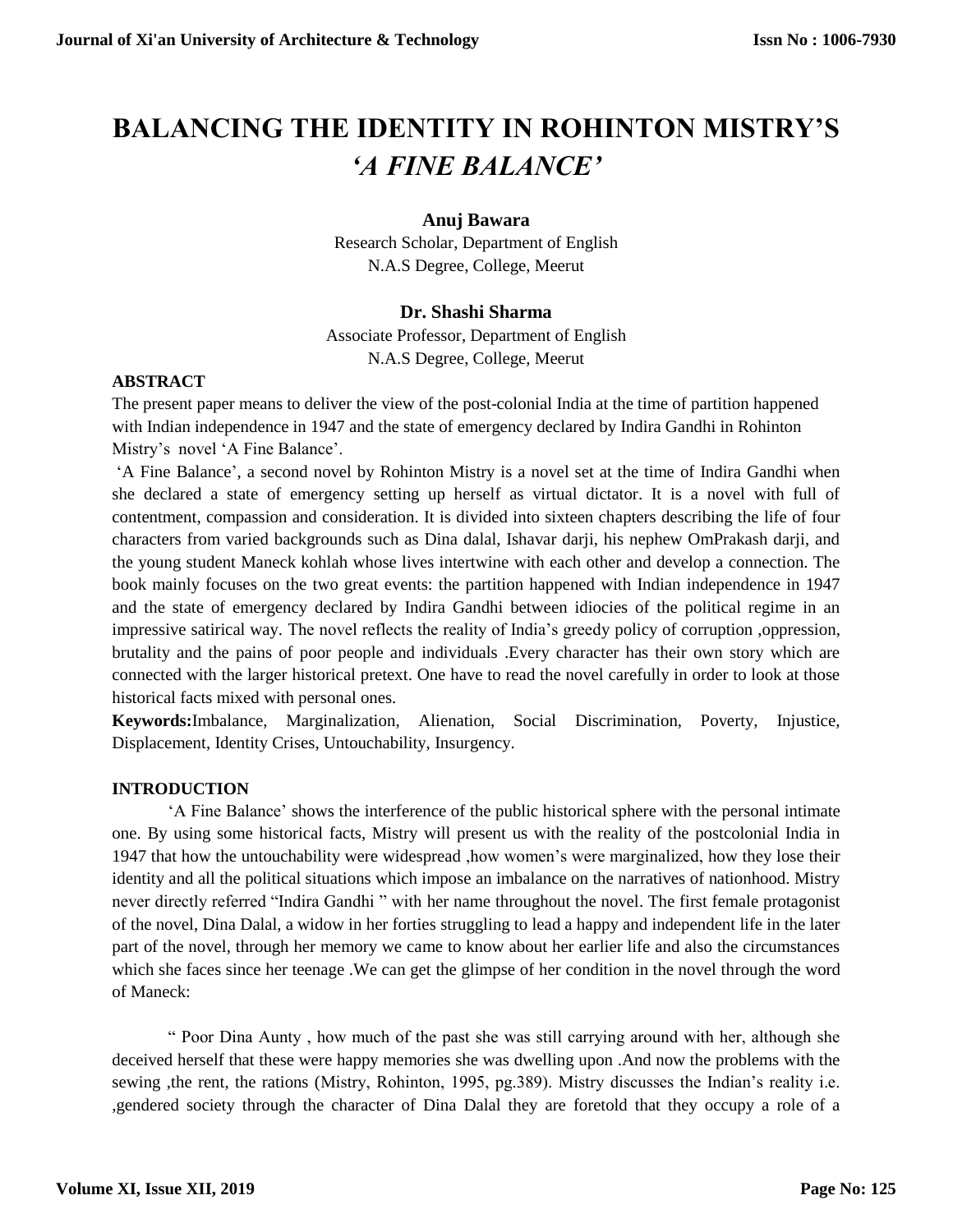# BALANCING THE IDENTITY IN ROHINTON MISTRY'S *'A FINE BALANCE'*

**Anuj Bawara**
Research Scholar, Department of English
N.A.S Degree, College, Meerut

**Dr. Shashi Sharma**
Associate Professor, Department of English
N.A.S Degree, College, Meerut

## ABSTRACT

The present paper means to deliver the view of the post-colonial India at the time of partition happened with Indian independence in 1947 and the state of emergency declared by Indira Gandhi in Rohinton Mistry's novel 'A Fine Balance'.

'A Fine Balance', a second novel by Rohinton Mistry is a novel set at the time of Indira Gandhi when she declared a state of emergency setting up herself as virtual dictator. It is a novel with full of contentment, compassion and consideration. It is divided into sixteen chapters describing the life of four characters from varied backgrounds such as Dina dalal, Ishavar darji, his nephew OmPrakash darji, and the young student Maneck kohlah whose lives intertwine with each other and develop a connection. The book mainly focuses on the two great events: the partition happened with Indian independence in 1947 and the state of emergency declared by Indira Gandhi between idiocies of the political regime in an impressive satirical way. The novel reflects the reality of India's greedy policy of corruption ,oppression, brutality and the pains of poor people and individuals .Every character has their own story which are connected with the larger historical pretext. One have to read the novel carefully in order to look at those historical facts mixed with personal ones.

**Keywords:**Imbalance, Marginalization, Alienation, Social Discrimination, Poverty, Injustice, Displacement, Identity Crises, Untouchability, Insurgency.

## INTRODUCTION

'A Fine Balance' shows the interference of the public historical sphere with the personal intimate one. By using some historical facts, Mistry will present us with the reality of the postcolonial India in 1947 that how the untouchability were widespread ,how women's were marginalized, how they lose their identity and all the political situations which impose an imbalance on the narratives of nationhood. Mistry never directly referred "Indira Gandhi " with her name throughout the novel. The first female protagonist of the novel, Dina Dalal, a widow in her forties struggling to lead a happy and independent life in the later part of the novel, through her memory we came to know about her earlier life and also the circumstances which she faces since her teenage .We can get the glimpse of her condition in the novel through the word of Maneck:

" Poor Dina Aunty , how much of the past she was still carrying around with her, although she deceived herself that these were happy memories she was dwelling upon .And now the problems with the sewing ,the rent, the rations (Mistry, Rohinton, 1995, pg.389). Mistry discusses the Indian's reality i.e. ,gendered society through the character of Dina Dalal they are foretold that they occupy a role of a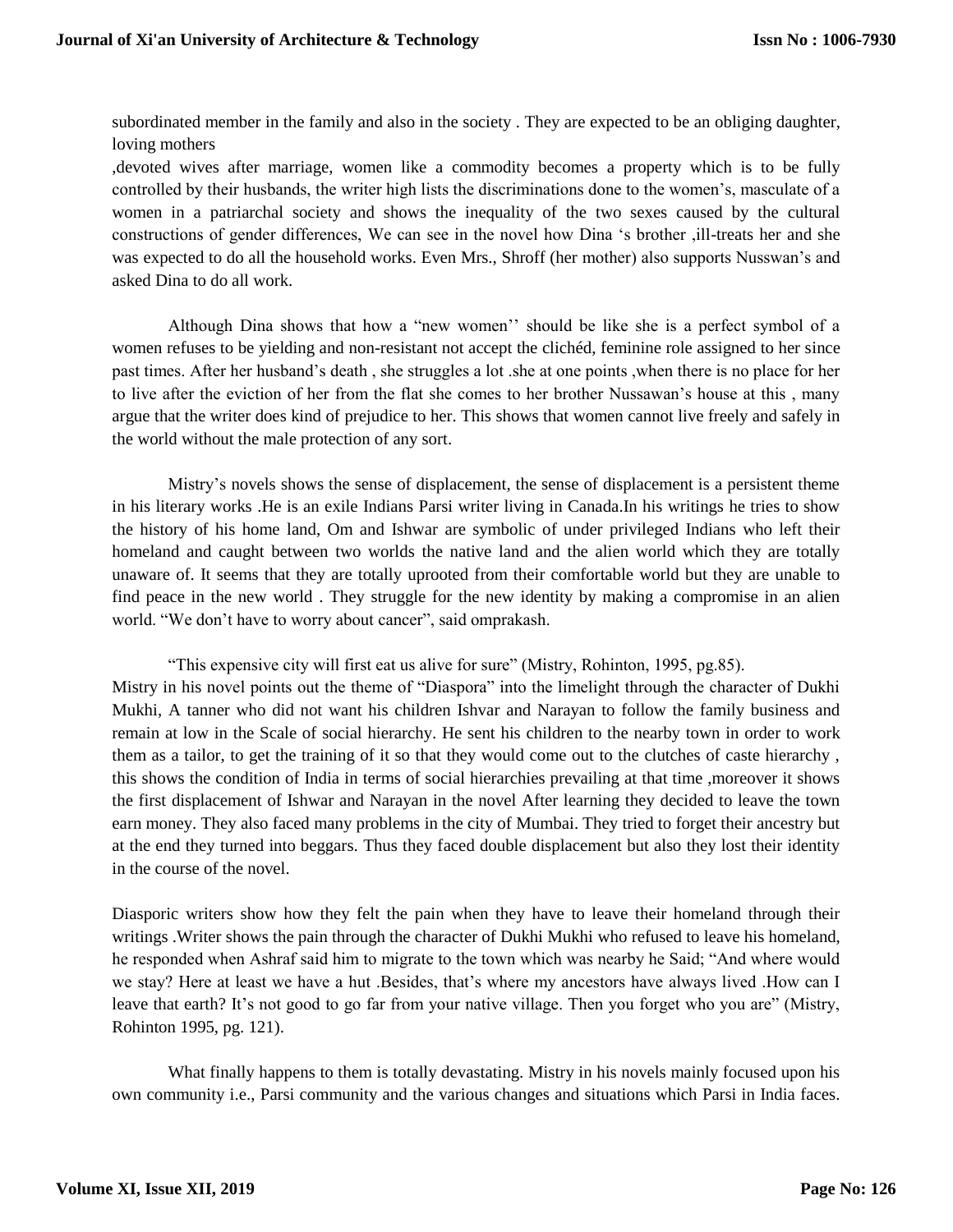subordinated member in the family and also in the society . They are expected to be an obliging daughter, loving mothers
,devoted wives after marriage, women like a commodity becomes a property which is to be fully controlled by their husbands, the writer high lists the discriminations done to the women's, masculate of a women in a patriarchal society and shows the inequality of the two sexes caused by the cultural constructions of gender differences, We can see in the novel how Dina 's brother ,ill-treats her and she was expected to do all the household works. Even Mrs., Shroff (her mother) also supports Nusswan's and asked Dina to do all work.

Although Dina shows that how a "new women'' should be like she is a perfect symbol of a women refuses to be yielding and non-resistant not accept the clichéd, feminine role assigned to her since past times. After her husband's death , she struggles a lot .she at one points ,when there is no place for her to live after the eviction of her from the flat she comes to her brother Nussawan's house at this , many argue that the writer does kind of prejudice to her. This shows that women cannot live freely and safely in the world without the male protection of any sort.

Mistry's novels shows the sense of displacement, the sense of displacement is a persistent theme in his literary works .He is an exile Indians Parsi writer living in Canada.In his writings he tries to show the history of his home land, Om and Ishwar are symbolic of under privileged Indians who left their homeland and caught between two worlds the native land and the alien world which they are totally unaware of. It seems that they are totally uprooted from their comfortable world but they are unable to find peace in the new world . They struggle for the new identity by making a compromise in an alien world. "We don't have to worry about cancer", said omprakash.

"This expensive city will first eat us alive for sure" (Mistry, Rohinton, 1995, pg.85).
Mistry in his novel points out the theme of "Diaspora" into the limelight through the character of Dukhi Mukhi, A tanner who did not want his children Ishvar and Narayan to follow the family business and remain at low in the Scale of social hierarchy. He sent his children to the nearby town in order to work them as a tailor, to get the training of it so that they would come out to the clutches of caste hierarchy , this shows the condition of India in terms of social hierarchies prevailing at that time ,moreover it shows the first displacement of Ishwar and Narayan in the novel After learning they decided to leave the town earn money. They also faced many problems in the city of Mumbai. They tried to forget their ancestry but at the end they turned into beggars. Thus they faced double displacement but also they lost their identity in the course of the novel.

Diasporic writers show how they felt the pain when they have to leave their homeland through their writings .Writer shows the pain through the character of Dukhi Mukhi who refused to leave his homeland, he responded when Ashraf said him to migrate to the town which was nearby he Said; "And where would we stay? Here at least we have a hut .Besides, that's where my ancestors have always lived .How can I leave that earth? It's not good to go far from your native village. Then you forget who you are" (Mistry, Rohinton 1995, pg. 121).

What finally happens to them is totally devastating. Mistry in his novels mainly focused upon his own community i.e., Parsi community and the various changes and situations which Parsi in India faces.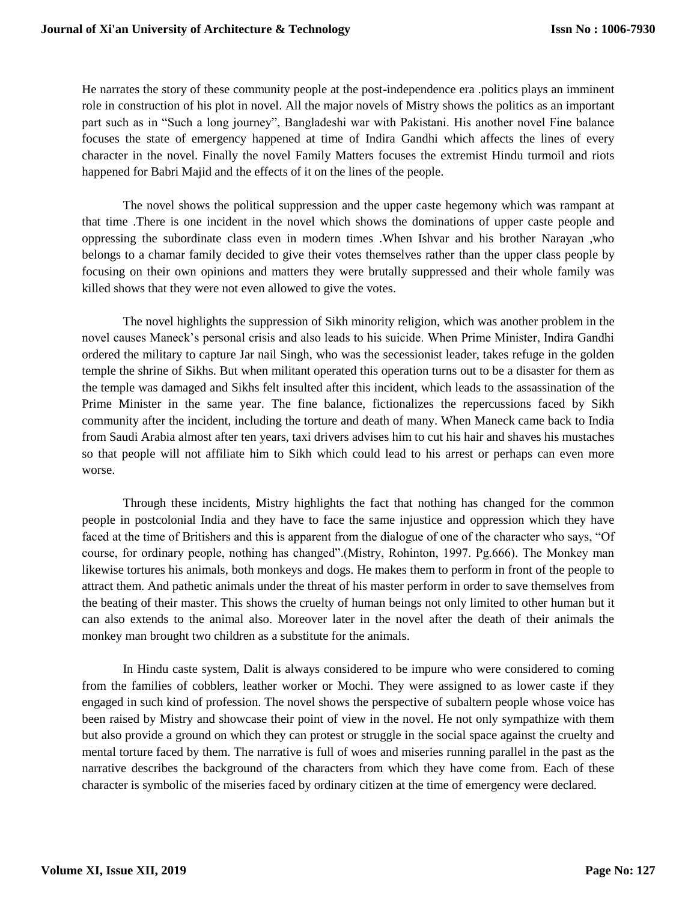He narrates the story of these community people at the post-independence era .politics plays an imminent role in construction of his plot in novel. All the major novels of Mistry shows the politics as an important part such as in "Such a long journey", Bangladeshi war with Pakistani. His another novel Fine balance focuses the state of emergency happened at time of Indira Gandhi which affects the lines of every character in the novel. Finally the novel Family Matters focuses the extremist Hindu turmoil and riots happened for Babri Majid and the effects of it on the lines of the people.

The novel shows the political suppression and the upper caste hegemony which was rampant at that time .There is one incident in the novel which shows the dominations of upper caste people and oppressing the subordinate class even in modern times .When Ishvar and his brother Narayan ,who belongs to a chamar family decided to give their votes themselves rather than the upper class people by focusing on their own opinions and matters they were brutally suppressed and their whole family was killed shows that they were not even allowed to give the votes.

The novel highlights the suppression of Sikh minority religion, which was another problem in the novel causes Maneck's personal crisis and also leads to his suicide. When Prime Minister, Indira Gandhi ordered the military to capture Jar nail Singh, who was the secessionist leader, takes refuge in the golden temple the shrine of Sikhs. But when militant operated this operation turns out to be a disaster for them as the temple was damaged and Sikhs felt insulted after this incident, which leads to the assassination of the Prime Minister in the same year. The fine balance, fictionalizes the repercussions faced by Sikh community after the incident, including the torture and death of many. When Maneck came back to India from Saudi Arabia almost after ten years, taxi drivers advises him to cut his hair and shaves his mustaches so that people will not affiliate him to Sikh which could lead to his arrest or perhaps can even more worse.

Through these incidents, Mistry highlights the fact that nothing has changed for the common people in postcolonial India and they have to face the same injustice and oppression which they have faced at the time of Britishers and this is apparent from the dialogue of one of the character who says, "Of course, for ordinary people, nothing has changed".(Mistry, Rohinton, 1997. Pg.666). The Monkey man likewise tortures his animals, both monkeys and dogs. He makes them to perform in front of the people to attract them. And pathetic animals under the threat of his master perform in order to save themselves from the beating of their master. This shows the cruelty of human beings not only limited to other human but it can also extends to the animal also. Moreover later in the novel after the death of their animals the monkey man brought two children as a substitute for the animals.

In Hindu caste system, Dalit is always considered to be impure who were considered to coming from the families of cobblers, leather worker or Mochi. They were assigned to as lower caste if they engaged in such kind of profession. The novel shows the perspective of subaltern people whose voice has been raised by Mistry and showcase their point of view in the novel. He not only sympathize with them but also provide a ground on which they can protest or struggle in the social space against the cruelty and mental torture faced by them. The narrative is full of woes and miseries running parallel in the past as the narrative describes the background of the characters from which they have come from. Each of these character is symbolic of the miseries faced by ordinary citizen at the time of emergency were declared.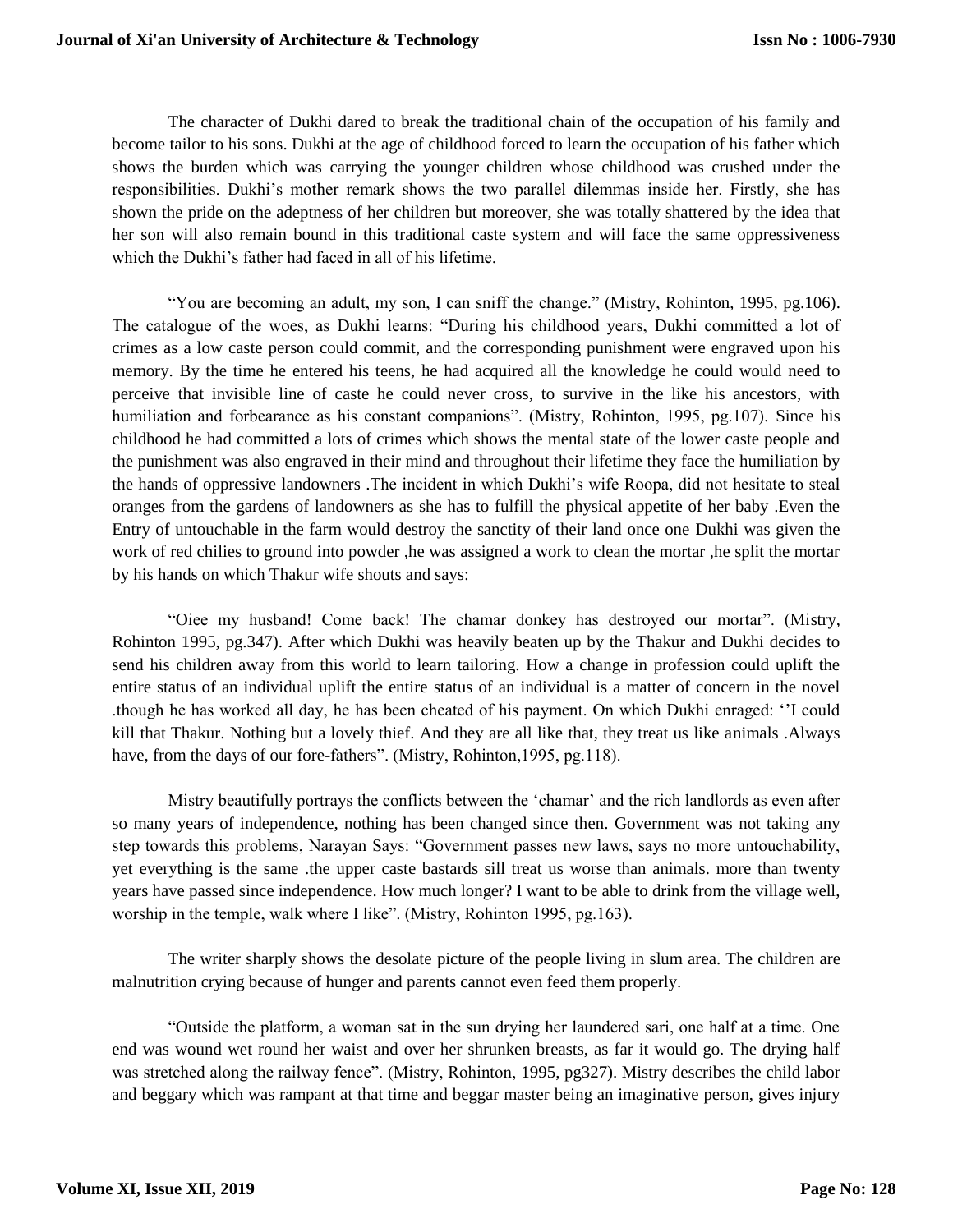The character of Dukhi dared to break the traditional chain of the occupation of his family and become tailor to his sons. Dukhi at the age of childhood forced to learn the occupation of his father which shows the burden which was carrying the younger children whose childhood was crushed under the responsibilities. Dukhi's mother remark shows the two parallel dilemmas inside her. Firstly, she has shown the pride on the adeptness of her children but moreover, she was totally shattered by the idea that her son will also remain bound in this traditional caste system and will face the same oppressiveness which the Dukhi's father had faced in all of his lifetime.

"You are becoming an adult, my son, I can sniff the change." (Mistry, Rohinton, 1995, pg.106). The catalogue of the woes, as Dukhi learns: "During his childhood years, Dukhi committed a lot of crimes as a low caste person could commit, and the corresponding punishment were engraved upon his memory. By the time he entered his teens, he had acquired all the knowledge he could would need to perceive that invisible line of caste he could never cross, to survive in the like his ancestors, with humiliation and forbearance as his constant companions". (Mistry, Rohinton, 1995, pg.107). Since his childhood he had committed a lots of crimes which shows the mental state of the lower caste people and the punishment was also engraved in their mind and throughout their lifetime they face the humiliation by the hands of oppressive landowners .The incident in which Dukhi's wife Roopa, did not hesitate to steal oranges from the gardens of landowners as she has to fulfill the physical appetite of her baby .Even the Entry of untouchable in the farm would destroy the sanctity of their land once one Dukhi was given the work of red chilies to ground into powder ,he was assigned a work to clean the mortar ,he split the mortar by his hands on which Thakur wife shouts and says:

"Oiee my husband! Come back! The chamar donkey has destroyed our mortar". (Mistry, Rohinton 1995, pg.347). After which Dukhi was heavily beaten up by the Thakur and Dukhi decides to send his children away from this world to learn tailoring. How a change in profession could uplift the entire status of an individual uplift the entire status of an individual is a matter of concern in the novel .though he has worked all day, he has been cheated of his payment. On which Dukhi enraged: ''I could kill that Thakur. Nothing but a lovely thief. And they are all like that, they treat us like animals .Always have, from the days of our fore-fathers". (Mistry, Rohinton,1995, pg.118).

Mistry beautifully portrays the conflicts between the 'chamar' and the rich landlords as even after so many years of independence, nothing has been changed since then. Government was not taking any step towards this problems, Narayan Says: "Government passes new laws, says no more untouchability, yet everything is the same .the upper caste bastards sill treat us worse than animals. more than twenty years have passed since independence. How much longer? I want to be able to drink from the village well, worship in the temple, walk where I like". (Mistry, Rohinton 1995, pg.163).

The writer sharply shows the desolate picture of the people living in slum area. The children are malnutrition crying because of hunger and parents cannot even feed them properly.

"Outside the platform, a woman sat in the sun drying her laundered sari, one half at a time. One end was wound wet round her waist and over her shrunken breasts, as far it would go. The drying half was stretched along the railway fence". (Mistry, Rohinton, 1995, pg327). Mistry describes the child labor and beggary which was rampant at that time and beggar master being an imaginative person, gives injury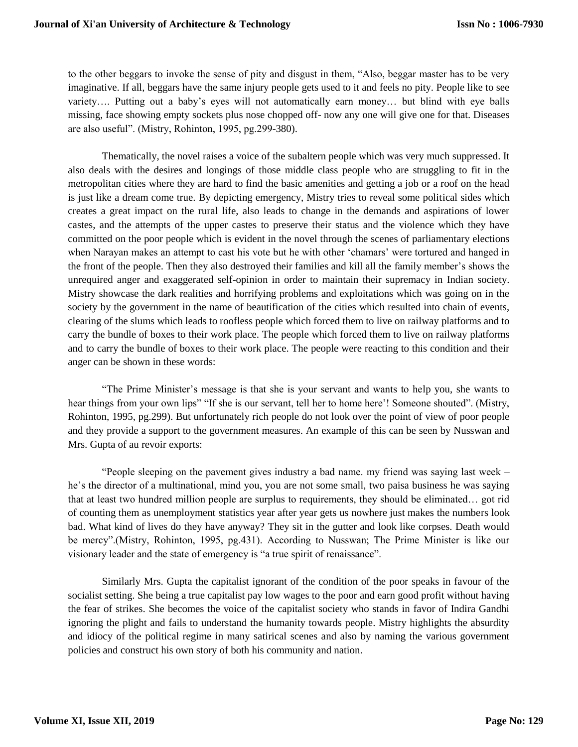to the other beggars to invoke the sense of pity and disgust in them, “Also, beggar master has to be very imaginative. If all, beggars have the same injury people gets used to it and feels no pity. People like to see variety…. Putting out a baby’s eyes will not automatically earn money… but blind with eye balls missing, face showing empty sockets plus nose chopped off- now any one will give one for that. Diseases are also useful”. (Mistry, Rohinton, 1995, pg.299-380).

Thematically, the novel raises a voice of the subaltern people which was very much suppressed. It also deals with the desires and longings of those middle class people who are struggling to fit in the metropolitan cities where they are hard to find the basic amenities and getting a job or a roof on the head is just like a dream come true. By depicting emergency, Mistry tries to reveal some political sides which creates a great impact on the rural life, also leads to change in the demands and aspirations of lower castes, and the attempts of the upper castes to preserve their status and the violence which they have committed on the poor people which is evident in the novel through the scenes of parliamentary elections when Narayan makes an attempt to cast his vote but he with other ‘chamars’ were tortured and hanged in the front of the people. Then they also destroyed their families and kill all the family member’s shows the unrequired anger and exaggerated self-opinion in order to maintain their supremacy in Indian society. Mistry showcase the dark realities and horrifying problems and exploitations which was going on in the society by the government in the name of beautification of the cities which resulted into chain of events, clearing of the slums which leads to roofless people which forced them to live on railway platforms and to carry the bundle of boxes to their work place. The people which forced them to live on railway platforms and to carry the bundle of boxes to their work place. The people were reacting to this condition and their anger can be shown in these words:

“The Prime Minister’s message is that she is your servant and wants to help you, she wants to hear things from your own lips” “If she is our servant, tell her to home here’! Someone shouted”. (Mistry, Rohinton, 1995, pg.299). But unfortunately rich people do not look over the point of view of poor people and they provide a support to the government measures. An example of this can be seen by Nusswan and Mrs. Gupta of au revoir exports:

“People sleeping on the pavement gives industry a bad name. my friend was saying last week – he’s the director of a multinational, mind you, you are not some small, two paisa business he was saying that at least two hundred million people are surplus to requirements, they should be eliminated… got rid of counting them as unemployment statistics year after year gets us nowhere just makes the numbers look bad. What kind of lives do they have anyway? They sit in the gutter and look like corpses. Death would be mercy”.(Mistry, Rohinton, 1995, pg.431). According to Nusswan; The Prime Minister is like our visionary leader and the state of emergency is “a true spirit of renaissance”.

Similarly Mrs. Gupta the capitalist ignorant of the condition of the poor speaks in favour of the socialist setting. She being a true capitalist pay low wages to the poor and earn good profit without having the fear of strikes. She becomes the voice of the capitalist society who stands in favor of Indira Gandhi ignoring the plight and fails to understand the humanity towards people. Mistry highlights the absurdity and idiocy of the political regime in many satirical scenes and also by naming the various government policies and construct his own story of both his community and nation.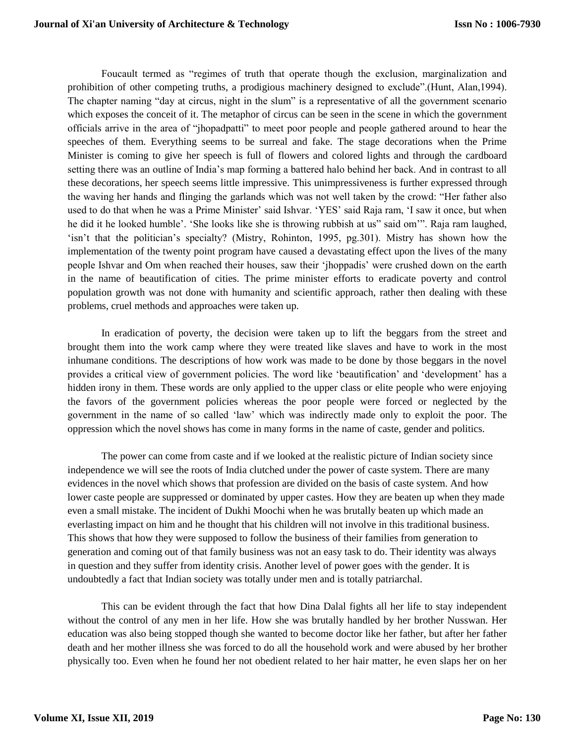Foucault termed as "regimes of truth that operate though the exclusion, marginalization and prohibition of other competing truths, a prodigious machinery designed to exclude".(Hunt, Alan,1994). The chapter naming "day at circus, night in the slum" is a representative of all the government scenario which exposes the conceit of it. The metaphor of circus can be seen in the scene in which the government officials arrive in the area of "jhopadpatti" to meet poor people and people gathered around to hear the speeches of them. Everything seems to be surreal and fake. The stage decorations when the Prime Minister is coming to give her speech is full of flowers and colored lights and through the cardboard setting there was an outline of India's map forming a battered halo behind her back. And in contrast to all these decorations, her speech seems little impressive. This unimpressiveness is further expressed through the waving her hands and flinging the garlands which was not well taken by the crowd: "Her father also used to do that when he was a Prime Minister' said Ishvar. 'YES' said Raja ram, 'I saw it once, but when he did it he looked humble'. 'She looks like she is throwing rubbish at us" said om'". Raja ram laughed, 'isn't that the politician's specialty? (Mistry, Rohinton, 1995, pg.301). Mistry has shown how the implementation of the twenty point program have caused a devastating effect upon the lives of the many people Ishvar and Om when reached their houses, saw their 'jhoppadis' were crushed down on the earth in the name of beautification of cities. The prime minister efforts to eradicate poverty and control population growth was not done with humanity and scientific approach, rather then dealing with these problems, cruel methods and approaches were taken up.

In eradication of poverty, the decision were taken up to lift the beggars from the street and brought them into the work camp where they were treated like slaves and have to work in the most inhumane conditions. The descriptions of how work was made to be done by those beggars in the novel provides a critical view of government policies. The word like 'beautification' and 'development' has a hidden irony in them. These words are only applied to the upper class or elite people who were enjoying the favors of the government policies whereas the poor people were forced or neglected by the government in the name of so called 'law' which was indirectly made only to exploit the poor. The oppression which the novel shows has come in many forms in the name of caste, gender and politics.

The power can come from caste and if we looked at the realistic picture of Indian society since independence we will see the roots of India clutched under the power of caste system. There are many evidences in the novel which shows that profession are divided on the basis of caste system. And how lower caste people are suppressed or dominated by upper castes. How they are beaten up when they made even a small mistake. The incident of Dukhi Moochi when he was brutally beaten up which made an everlasting impact on him and he thought that his children will not involve in this traditional business. This shows that how they were supposed to follow the business of their families from generation to generation and coming out of that family business was not an easy task to do. Their identity was always in question and they suffer from identity crisis. Another level of power goes with the gender. It is undoubtedly a fact that Indian society was totally under men and is totally patriarchal.

This can be evident through the fact that how Dina Dalal fights all her life to stay independent without the control of any men in her life. How she was brutally handled by her brother Nusswan. Her education was also being stopped though she wanted to become doctor like her father, but after her father death and her mother illness she was forced to do all the household work and were abused by her brother physically too. Even when he found her not obedient related to her hair matter, he even slaps her on her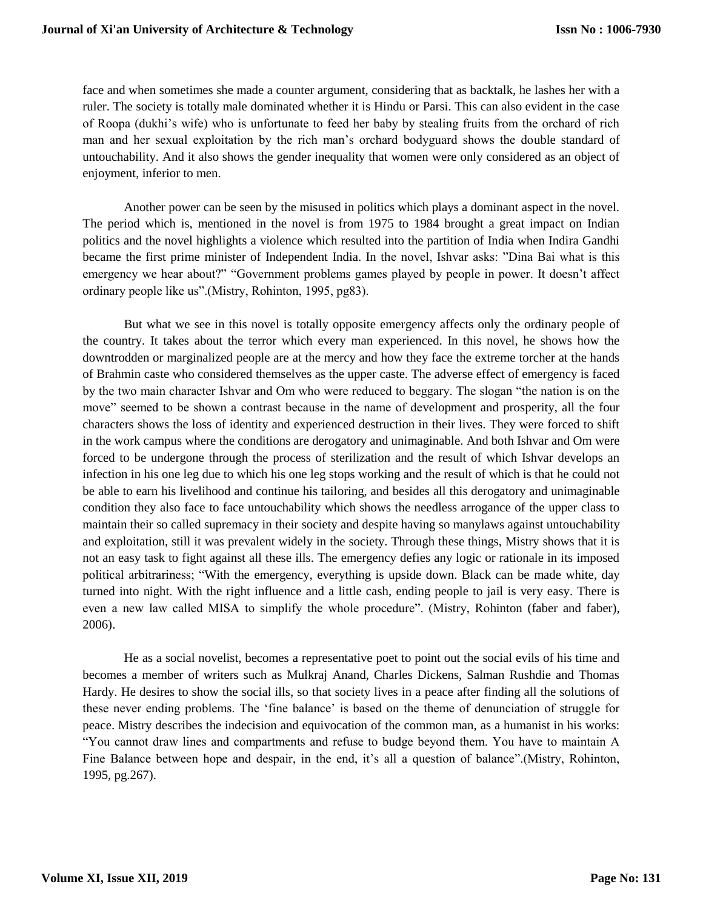face and when sometimes she made a counter argument, considering that as backtalk, he lashes her with a ruler. The society is totally male dominated whether it is Hindu or Parsi. This can also evident in the case of Roopa (dukhi's wife) who is unfortunate to feed her baby by stealing fruits from the orchard of rich man and her sexual exploitation by the rich man's orchard bodyguard shows the double standard of untouchability. And it also shows the gender inequality that women were only considered as an object of enjoyment, inferior to men.

Another power can be seen by the misused in politics which plays a dominant aspect in the novel. The period which is, mentioned in the novel is from 1975 to 1984 brought a great impact on Indian politics and the novel highlights a violence which resulted into the partition of India when Indira Gandhi became the first prime minister of Independent India. In the novel, Ishvar asks: "Dina Bai what is this emergency we hear about?" "Government problems games played by people in power. It doesn't affect ordinary people like us".(Mistry, Rohinton, 1995, pg83).

But what we see in this novel is totally opposite emergency affects only the ordinary people of the country. It takes about the terror which every man experienced. In this novel, he shows how the downtrodden or marginalized people are at the mercy and how they face the extreme torcher at the hands of Brahmin caste who considered themselves as the upper caste. The adverse effect of emergency is faced by the two main character Ishvar and Om who were reduced to beggary. The slogan "the nation is on the move" seemed to be shown a contrast because in the name of development and prosperity, all the four characters shows the loss of identity and experienced destruction in their lives. They were forced to shift in the work campus where the conditions are derogatory and unimaginable. And both Ishvar and Om were forced to be undergone through the process of sterilization and the result of which Ishvar develops an infection in his one leg due to which his one leg stops working and the result of which is that he could not be able to earn his livelihood and continue his tailoring, and besides all this derogatory and unimaginable condition they also face to face untouchability which shows the needless arrogance of the upper class to maintain their so called supremacy in their society and despite having so manylaws against untouchability and exploitation, still it was prevalent widely in the society. Through these things, Mistry shows that it is not an easy task to fight against all these ills. The emergency defies any logic or rationale in its imposed political arbitrariness; "With the emergency, everything is upside down. Black can be made white, day turned into night. With the right influence and a little cash, ending people to jail is very easy. There is even a new law called MISA to simplify the whole procedure". (Mistry, Rohinton (faber and faber), 2006).

He as a social novelist, becomes a representative poet to point out the social evils of his time and becomes a member of writers such as Mulkraj Anand, Charles Dickens, Salman Rushdie and Thomas Hardy. He desires to show the social ills, so that society lives in a peace after finding all the solutions of these never ending problems. The 'fine balance' is based on the theme of denunciation of struggle for peace. Mistry describes the indecision and equivocation of the common man, as a humanist in his works: "You cannot draw lines and compartments and refuse to budge beyond them. You have to maintain A Fine Balance between hope and despair, in the end, it's all a question of balance".(Mistry, Rohinton, 1995, pg.267).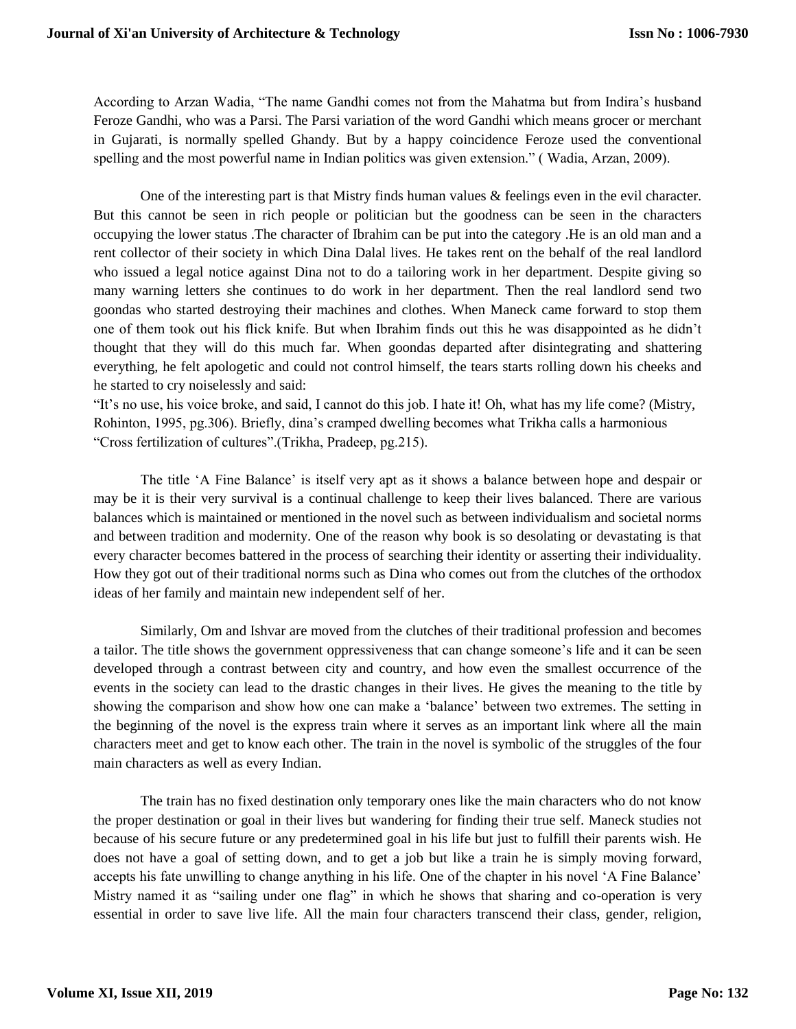According to Arzan Wadia, "The name Gandhi comes not from the Mahatma but from Indira's husband Feroze Gandhi, who was a Parsi. The Parsi variation of the word Gandhi which means grocer or merchant in Gujarati, is normally spelled Ghandy. But by a happy coincidence Feroze used the conventional spelling and the most powerful name in Indian politics was given extension." ( Wadia, Arzan, 2009).

One of the interesting part is that Mistry finds human values & feelings even in the evil character. But this cannot be seen in rich people or politician but the goodness can be seen in the characters occupying the lower status .The character of Ibrahim can be put into the category .He is an old man and a rent collector of their society in which Dina Dalal lives. He takes rent on the behalf of the real landlord who issued a legal notice against Dina not to do a tailoring work in her department. Despite giving so many warning letters she continues to do work in her department. Then the real landlord send two goondas who started destroying their machines and clothes. When Maneck came forward to stop them one of them took out his flick knife. But when Ibrahim finds out this he was disappointed as he didn't thought that they will do this much far. When goondas departed after disintegrating and shattering everything, he felt apologetic and could not control himself, the tears starts rolling down his cheeks and he started to cry noiselessly and said:

"It's no use, his voice broke, and said, I cannot do this job. I hate it! Oh, what has my life come? (Mistry, Rohinton, 1995, pg.306). Briefly, dina's cramped dwelling becomes what Trikha calls a harmonious "Cross fertilization of cultures".(Trikha, Pradeep, pg.215).

The title 'A Fine Balance' is itself very apt as it shows a balance between hope and despair or may be it is their very survival is a continual challenge to keep their lives balanced. There are various balances which is maintained or mentioned in the novel such as between individualism and societal norms and between tradition and modernity. One of the reason why book is so desolating or devastating is that every character becomes battered in the process of searching their identity or asserting their individuality. How they got out of their traditional norms such as Dina who comes out from the clutches of the orthodox ideas of her family and maintain new independent self of her.

Similarly, Om and Ishvar are moved from the clutches of their traditional profession and becomes a tailor. The title shows the government oppressiveness that can change someone's life and it can be seen developed through a contrast between city and country, and how even the smallest occurrence of the events in the society can lead to the drastic changes in their lives. He gives the meaning to the title by showing the comparison and show how one can make a 'balance' between two extremes. The setting in the beginning of the novel is the express train where it serves as an important link where all the main characters meet and get to know each other. The train in the novel is symbolic of the struggles of the four main characters as well as every Indian.

The train has no fixed destination only temporary ones like the main characters who do not know the proper destination or goal in their lives but wandering for finding their true self. Maneck studies not because of his secure future or any predetermined goal in his life but just to fulfill their parents wish. He does not have a goal of setting down, and to get a job but like a train he is simply moving forward, accepts his fate unwilling to change anything in his life. One of the chapter in his novel 'A Fine Balance' Mistry named it as "sailing under one flag" in which he shows that sharing and co-operation is very essential in order to save live life. All the main four characters transcend their class, gender, religion,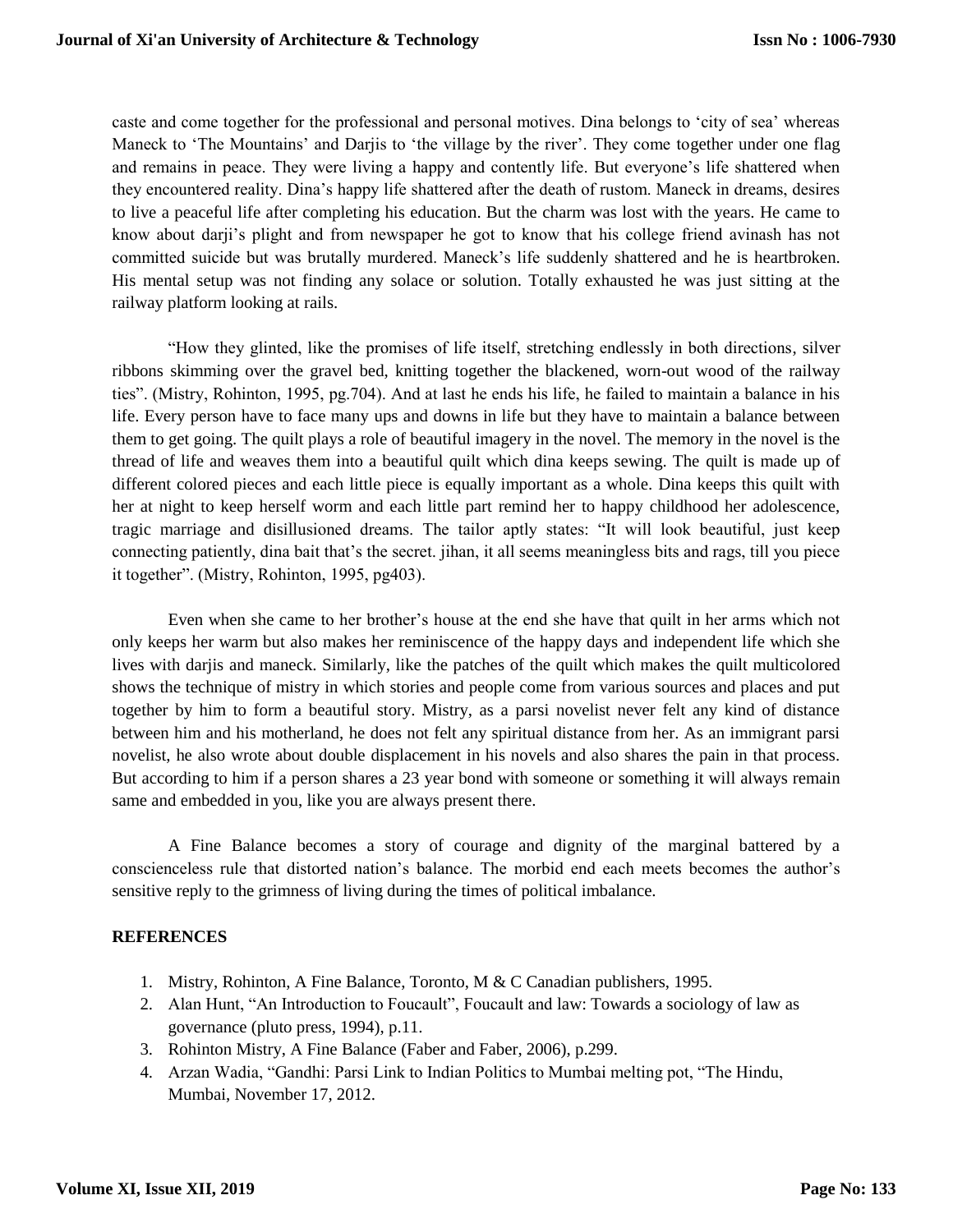caste and come together for the professional and personal motives. Dina belongs to 'city of sea' whereas Maneck to 'The Mountains' and Darjis to 'the village by the river'. They come together under one flag and remains in peace. They were living a happy and contently life. But everyone's life shattered when they encountered reality. Dina's happy life shattered after the death of rustom. Maneck in dreams, desires to live a peaceful life after completing his education. But the charm was lost with the years. He came to know about darji's plight and from newspaper he got to know that his college friend avinash has not committed suicide but was brutally murdered. Maneck's life suddenly shattered and he is heartbroken. His mental setup was not finding any solace or solution. Totally exhausted he was just sitting at the railway platform looking at rails.

"How they glinted, like the promises of life itself, stretching endlessly in both directions, silver ribbons skimming over the gravel bed, knitting together the blackened, worn-out wood of the railway ties". (Mistry, Rohinton, 1995, pg.704). And at last he ends his life, he failed to maintain a balance in his life. Every person have to face many ups and downs in life but they have to maintain a balance between them to get going. The quilt plays a role of beautiful imagery in the novel. The memory in the novel is the thread of life and weaves them into a beautiful quilt which dina keeps sewing. The quilt is made up of different colored pieces and each little piece is equally important as a whole. Dina keeps this quilt with her at night to keep herself worm and each little part remind her to happy childhood her adolescence, tragic marriage and disillusioned dreams. The tailor aptly states: "It will look beautiful, just keep connecting patiently, dina bait that's the secret. jihan, it all seems meaningless bits and rags, till you piece it together". (Mistry, Rohinton, 1995, pg403).

Even when she came to her brother's house at the end she have that quilt in her arms which not only keeps her warm but also makes her reminiscence of the happy days and independent life which she lives with darjis and maneck. Similarly, like the patches of the quilt which makes the quilt multicolored shows the technique of mistry in which stories and people come from various sources and places and put together by him to form a beautiful story. Mistry, as a parsi novelist never felt any kind of distance between him and his motherland, he does not felt any spiritual distance from her. As an immigrant parsi novelist, he also wrote about double displacement in his novels and also shares the pain in that process. But according to him if a person shares a 23 year bond with someone or something it will always remain same and embedded in you, like you are always present there.

A Fine Balance becomes a story of courage and dignity of the marginal battered by a conscienceless rule that distorted nation's balance. The morbid end each meets becomes the author's sensitive reply to the grimness of living during the times of political imbalance.

## REFERENCES

1. Mistry, Rohinton, A Fine Balance, Toronto, M & C Canadian publishers, 1995.
2. Alan Hunt, "An Introduction to Foucault", Foucault and law: Towards a sociology of law as governance (pluto press, 1994), p.11.
3. Rohinton Mistry, A Fine Balance (Faber and Faber, 2006), p.299.
4. Arzan Wadia, "Gandhi: Parsi Link to Indian Politics to Mumbai melting pot, "The Hindu, Mumbai, November 17, 2012.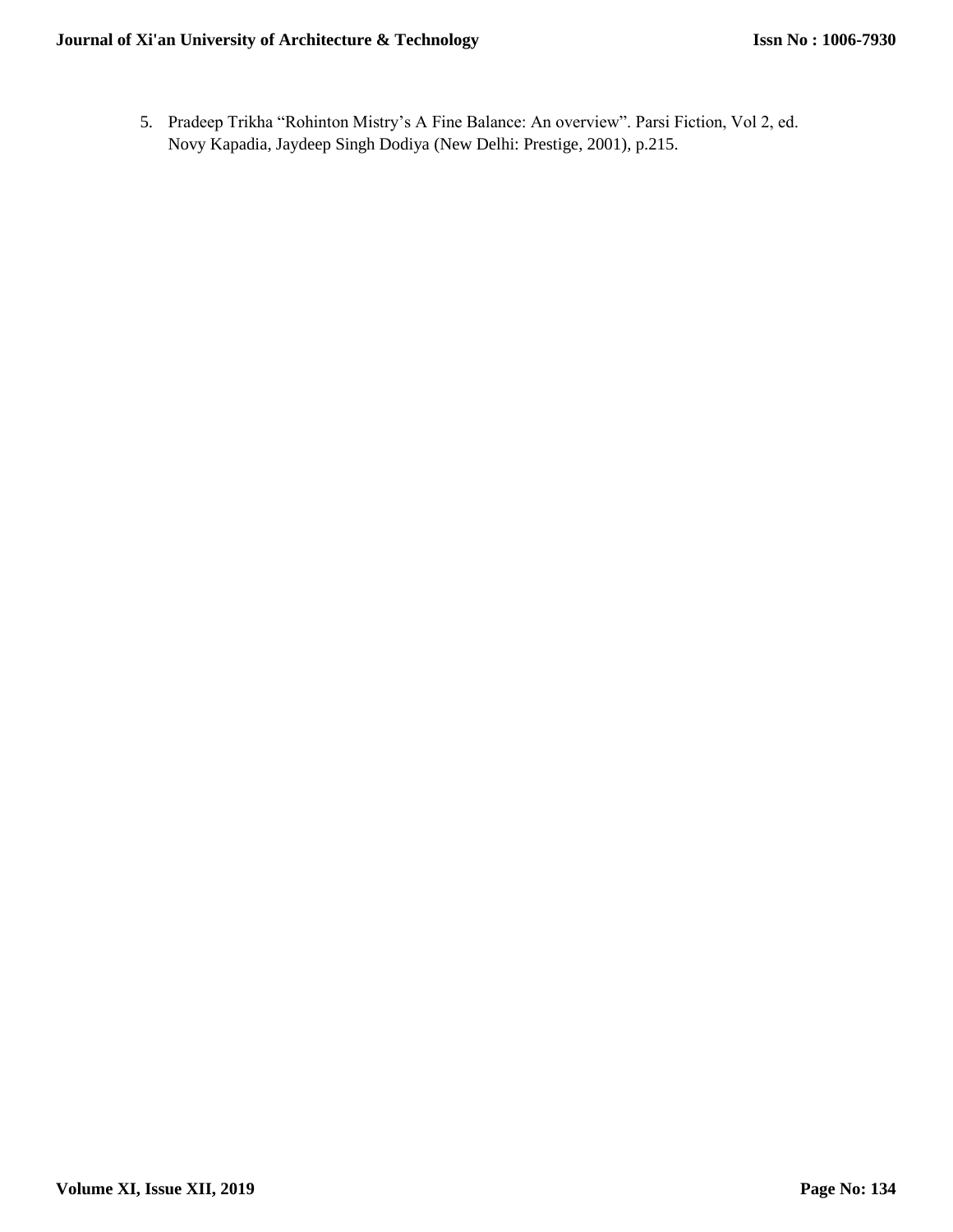5. Pradeep Trikha "Rohinton Mistry's A Fine Balance: An overview". Parsi Fiction, Vol 2, ed. Novy Kapadia, Jaydeep Singh Dodiya (New Delhi: Prestige, 2001), p.215.